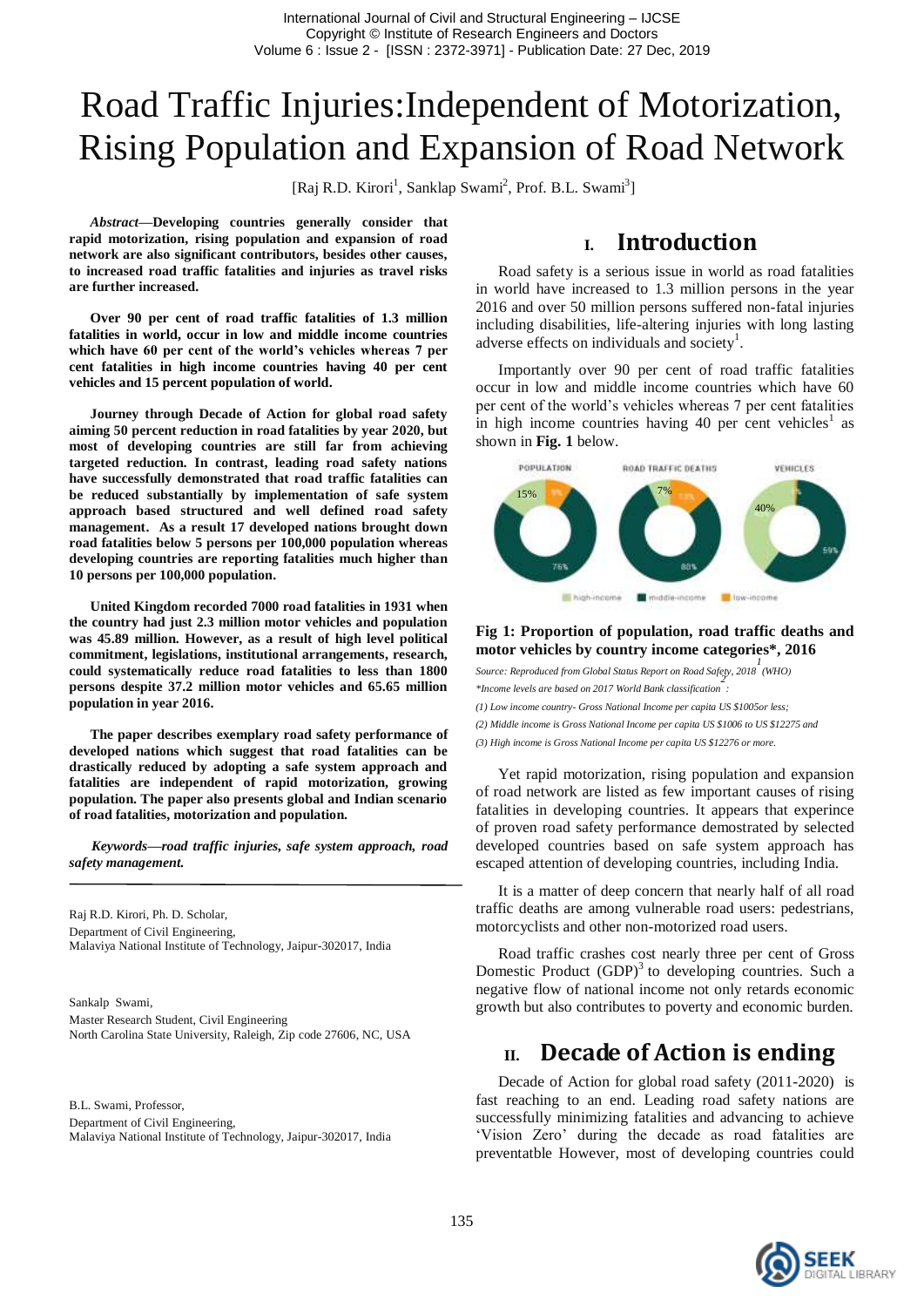# Road Traffic Injuries:Independent of Motorization, Rising Population and Expansion of Road Network

[Raj R.D. Kirori[1], Sanklap Swami[2], Prof. B.L. Swami[3]]

***Abstract*—Developing countries generally consider that rapid motorization, rising population and expansion of road network are also significant contributors, besides other causes, to increased road traffic fatalities and injuries as travel risks are further increased.**

**Over 90 per cent of road traffic fatalities of 1.3 million fatalities in world, occur in low and middle income countries which have 60 per cent of the world's vehicles whereas 7 per cent fatalities in high income countries having 40 per cent vehicles and 15 percent population of world.**

**Journey through Decade of Action for global road safety aiming 50 percent reduction in road fatalities by year 2020, but most of developing countries are still far from achieving targeted reduction. In contrast, leading road safety nations have successfully demonstrated that road traffic fatalities can be reduced substantially by implementation of safe system approach based structured and well defined road safety management. As a result 17 developed nations brought down road fatalities below 5 persons per 100,000 population whereas developing countries are reporting fatalities much higher than 10 persons per 100,000 population.**

**United Kingdom recorded 7000 road fatalities in 1931 when the country had just 2.3 million motor vehicles and population was 45.89 million. However, as a result of high level political commitment, legislations, institutional arrangements, research, could systematically reduce road fatalities to less than 1800 persons despite 37.2 million motor vehicles and 65.65 million population in year 2016.**

**The paper describes exemplary road safety performance of developed nations which suggest that road fatalities can be drastically reduced by adopting a safe system approach and fatalities are independent of rapid motorization, growing population. The paper also presents global and Indian scenario of road fatalities, motorization and population.**

***Keywords—road traffic injuries, safe system approach, road safety management.***

---

Raj R.D. Kirori, Ph. D. Scholar,
Department of Civil Engineering,
Malaviya National Institute of Technology, Jaipur-302017, India

Sankalp Swami,
Master Research Student, Civil Engineering
North Carolina State University, Raleigh, Zip code 27606, NC, USA

B.L. Swami, Professor,
Department of Civil Engineering,
Malaviya National Institute of Technology, Jaipur-302017, India

## I. Introduction

Road safety is a serious issue in world as road fatalities in world have increased to 1.3 million persons in the year 2016 and over 50 million persons suffered non-fatal injuries including disabilities, life-altering injuries with long lasting adverse effects on individuals and society[1].

Importantly over 90 per cent of road traffic fatalities occur in low and middle income countries which have 60 per cent of the world's vehicles whereas 7 per cent fatalities in high income countries having 40 per cent vehicles[1] as shown in **Fig. 1** below.

**Fig 1: Proportion of population, road traffic deaths and motor vehicles by country income categories*, 2016**

*Source: Reproduced from Global Status Report on Road Safety, 2018[1] (WHO)*

*\*Income levels are based on 2017 World Bank classification[2]:*

*(1) Low income country- Gross National Income per capita US $1005or less;*

*(2) Middle income is Gross National Income per capita US $1006 to US $12275 and*

*(3) High income is Gross National Income per capita US $12276 or more.*

Yet rapid motorization, rising population and expansion of road network are listed as few important causes of rising fatalities in developing countries. It appears that experince of proven road safety performance demostrated by selected developed countries based on safe system approach has escaped attention of developing countries, including India.

It is a matter of deep concern that nearly half of all road traffic deaths are among vulnerable road users: pedestrians, motorcyclists and other non-motorized road users.

Road traffic crashes cost nearly three per cent of Gross Domestic Product (GDP)[3] to developing countries. Such a negative flow of national income not only retards economic growth but also contributes to poverty and economic burden.

## II. Decade of Action is ending

Decade of Action for global road safety (2011-2020) is fast reaching to an end. Leading road safety nations are successfully minimizing fatalities and advancing to achieve 'Vision Zero' during the decade as road fatalities are preventatble However, most of developing countries could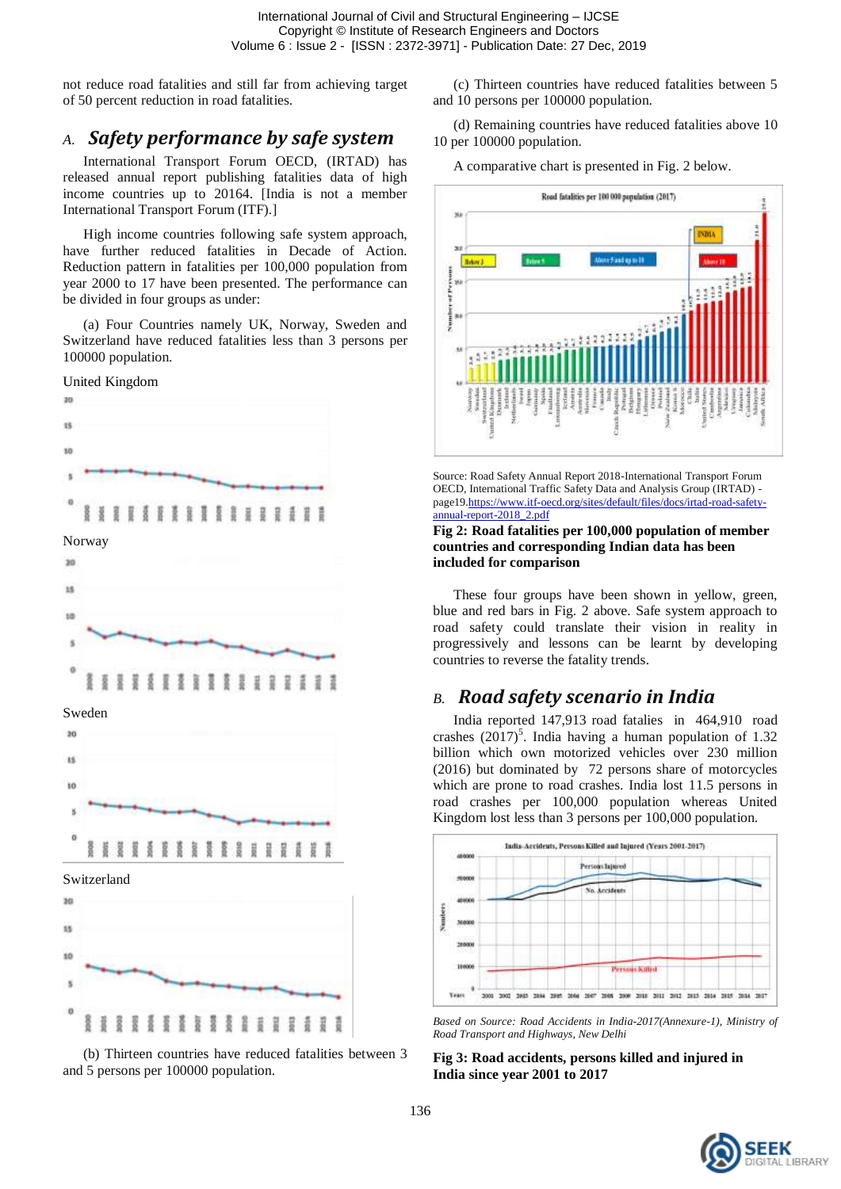not reduce road fatalities and still far from achieving target of 50 percent reduction in road fatalities.

## A. *Safety performance by safe system*

International Transport Forum OECD, (IRTAD) has released annual report publishing fatalities data of high income countries up to 20164. [India is not a member International Transport Forum (ITF).]

High income countries following safe system approach, have further reduced fatalities in Decade of Action. Reduction pattern in fatalities per 100,000 population from year 2000 to 17 have been presented. The performance can be divided in four groups as under:

(a) Four Countries namely UK, Norway, Sweden and Switzerland have reduced fatalities less than 3 persons per 100000 population.

United Kingdom

Norway

Sweden

Switzerland

(b) Thirteen countries have reduced fatalities between 3 and 5 persons per 100000 population.

(c) Thirteen countries have reduced fatalities between 5 and 10 persons per 100000 population.

(d) Remaining countries have reduced fatalities above 10 10 per 100000 population.

A comparative chart is presented in Fig. 2 below.

Source: Road Safety Annual Report 2018-International Transport Forum OECD, International Traffic Safety Data and Analysis Group (IRTAD) - page19.https://www.itf-oecd.org/sites/default/files/docs/irtad-road-safety-annual-report-2018_2.pdf

**Fig 2: Road fatalities per 100,000 population of member countries and corresponding Indian data has been included for comparison**

These four groups have been shown in yellow, green, blue and red bars in Fig. 2 above. Safe system approach to road safety could translate their vision in reality in progressively and lessons can be learnt by developing countries to reverse the fatality trends.

## B. *Road safety scenario in India*

India reported 147,913 road fatalies in 464,910 road crashes (2017)[5]. India having a human population of 1.32 billion which own motorized vehicles over 230 million (2016) but dominated by 72 persons share of motorcycles which are prone to road crashes. India lost 11.5 persons in road crashes per 100,000 population whereas United Kingdom lost less than 3 persons per 100,000 population.

*Based on Source: Road Accidents in India-2017(Annexure-1), Ministry of Road Transport and Highways, New Delhi*

**Fig 3: Road accidents, persons killed and injured in India since year 2001 to 2017**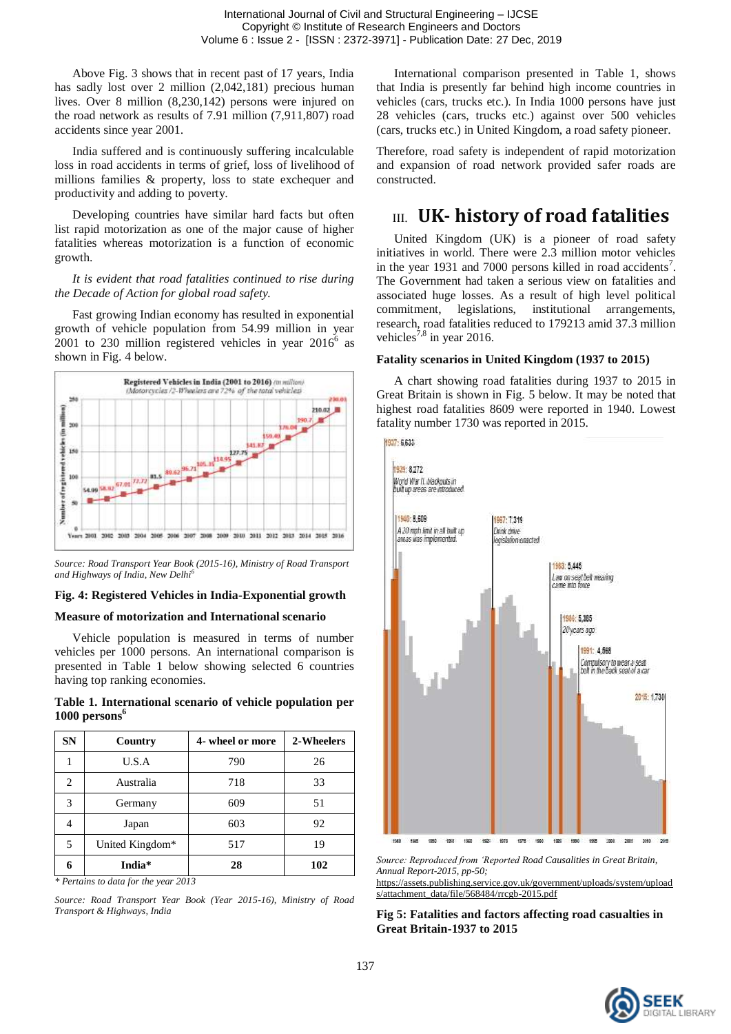Above Fig. 3 shows that in recent past of 17 years, India has sadly lost over 2 million (2,042,181) precious human lives. Over 8 million (8,230,142) persons were injured on the road network as results of 7.91 million (7,911,807) road accidents since year 2001.

India suffered and is continuously suffering incalculable loss in road accidents in terms of grief, loss of livelihood of millions families & property, loss to state exchequer and productivity and adding to poverty.

Developing countries have similar hard facts but often list rapid motorization as one of the major cause of higher fatalities whereas motorization is a function of economic growth.

*It is evident that road fatalities continued to rise during the Decade of Action for global road safety.*

Fast growing Indian economy has resulted in exponential growth of vehicle population from 54.99 million in year 2001 to 230 million registered vehicles in year 2016[6] as shown in Fig. 4 below.

*Source: Road Transport Year Book (2015-16), Ministry of Road Transport and Highways of India, New Delhi[6]*

**Fig. 4: Registered Vehicles in India-Exponential growth**

**Measure of motorization and International scenario**

Vehicle population is measured in terms of number vehicles per 1000 persons. An international comparison is presented in Table 1 below showing selected 6 countries having top ranking economies.

**Table 1. International scenario of vehicle population per 1000 persons[6]**

| SN | Country | 4- wheel or more | 2-Wheelers |
|---|---|---|---|
| 1 | U.S.A | 790 | 26 |
| 2 | Australia | 718 | 33 |
| 3 | Germany | 609 | 51 |
| 4 | Japan | 603 | 92 |
| 5 | United Kingdom* | 517 | 19 |
| **6** | **India*** | **28** | **102** |

*\* Pertains to data for the year 2013*

*Source: Road Transport Year Book (Year 2015-16), Ministry of Road Transport & Highways, India*

International comparison presented in Table 1, shows that India is presently far behind high income countries in vehicles (cars, trucks etc.). In India 1000 persons have just 28 vehicles (cars, trucks etc.) against over 500 vehicles (cars, trucks etc.) in United Kingdom, a road safety pioneer.

Therefore, road safety is independent of rapid motorization and expansion of road network provided safer roads are constructed.

## III. UK- history of road fatalities

United Kingdom (UK) is a pioneer of road safety initiatives in world. There were 2.3 million motor vehicles in the year 1931 and 7000 persons killed in road accidents[7]. The Government had taken a serious view on fatalities and associated huge losses. As a result of high level political commitment, legislations, institutional arrangements, research, road fatalities reduced to 179213 amid 37.3 million vehicles[7,8] in year 2016.

**Fatality scenarios in United Kingdom (1937 to 2015)**

A chart showing road fatalities during 1937 to 2015 in Great Britain is shown in Fig. 5 below. It may be noted that highest road fatalities 8609 were reported in 1940. Lowest fatality number 1730 was reported in 2015.

*Source: Reproduced from 'Reported Road Causalities in Great Britain, Annual Report-2015, pp-50;* https://assets.publishing.service.gov.uk/government/uploads/system/uploads/attachment_data/file/568484/rrcgb-2015.pdf

**Fig 5: Fatalities and factors affecting road casualties in Great Britain-1937 to 2015**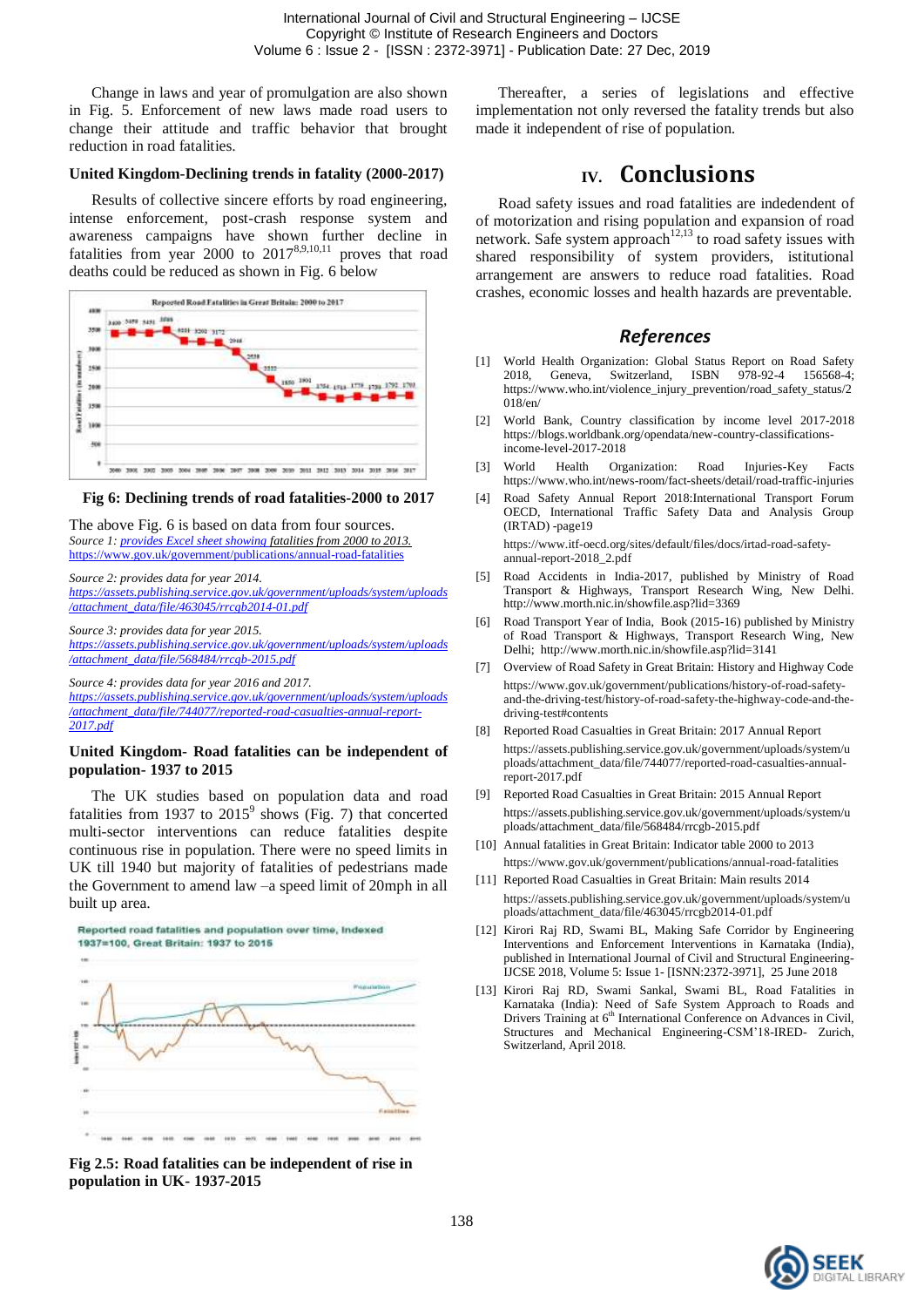Change in laws and year of promulgation are also shown in Fig. 5. Enforcement of new laws made road users to change their attitude and traffic behavior that brought reduction in road fatalities.

### United Kingdom-Declining trends in fatality (2000-2017)

Results of collective sincere efforts by road engineering, intense enforcement, post-crash response system and awareness campaigns have shown further decline in fatalities from year 2000 to 2017[8,9,10,11] proves that road deaths could be reduced as shown in Fig. 6 below

Reported Road Fatalities in Great Britain: 2000 to 2017

Road Fatalities (in numbers)

3409 3450 3431 3508 3221 3201 3172 2946 2538 2222 1850 1901 1754 1713 1775 1730 1792 1793

2000 2001 2002 2003 2004 2005 2006 2007 2008 2009 2010 2011 2012 2013 2014 2015 2016 2017

**Fig 6: Declining trends of road fatalities-2000 to 2017**

The above Fig. 6 is based on data from four sources.

*Source 1: provides Excel sheet showing fatalities from 2000 to 2013.*
https://www.gov.uk/government/publications/annual-road-fatalities

*Source 2: provides data for year 2014.*
*https://assets.publishing.service.gov.uk/government/uploads/system/uploads/attachment_data/file/463045/rrcgb2014-01.pdf*

*Source 3: provides data for year 2015.*
*https://assets.publishing.service.gov.uk/government/uploads/system/uploads/attachment_data/file/568484/rrcgb-2015.pdf*

*Source 4: provides data for year 2016 and 2017.*
*https://assets.publishing.service.gov.uk/government/uploads/system/uploads/attachment_data/file/744077/reported-road-casualties-annual-report-2017.pdf*

### United Kingdom- Road fatalities can be independent of population- 1937 to 2015

The UK studies based on population data and road fatalities from 1937 to 2015[9] shows (Fig. 7) that concerted multi-sector interventions can reduce fatalities despite continuous rise in population. There were no speed limits in UK till 1940 but majority of fatalities of pedestrians made the Government to amend law –a speed limit of 20mph in all built up area.

Reported road fatalities and population over time, indexed 1937=100, Great Britain: 1937 to 2015

Population

Fatalities

**Fig 2.5: Road fatalities can be independent of rise in population in UK- 1937-2015**

Thereafter, a series of legislations and effective implementation not only reversed the fatality trends but also made it independent of rise of population.

## IV. Conclusions

Road safety issues and road fatalities are indedendent of of motorization and rising population and expansion of road network. Safe system approach[12,13] to road safety issues with shared responsibility of system providers, istitutional arrangement are answers to reduce road fatalities. Road crashes, economic losses and health hazards are preventable.

## References

[1] World Health Organization: Global Status Report on Road Safety 2018, Geneva, Switzerland, ISBN 978-92-4 156568-4; https://www.who.int/violence_injury_prevention/road_safety_status/2018/en/

[2] World Bank, Country classification by income level 2017-2018 https://blogs.worldbank.org/opendata/new-country-classifications-income-level-2017-2018

[3] World Health Organization: Road Injuries-Key Facts https://www.who.int/news-room/fact-sheets/detail/road-traffic-injuries

[4] Road Safety Annual Report 2018:International Transport Forum OECD, International Traffic Safety Data and Analysis Group (IRTAD) -page19

https://www.itf-oecd.org/sites/default/files/docs/irtad-road-safety-annual-report-2018_2.pdf

[5] Road Accidents in India-2017, published by Ministry of Road Transport & Highways, Transport Research Wing, New Delhi. http://www.morth.nic.in/showfile.asp?lid=3369

[6] Road Transport Year of India, Book (2015-16) published by Ministry of Road Transport & Highways, Transport Research Wing, New Delhi; http://www.morth.nic.in/showfile.asp?lid=3141

[7] Overview of Road Safety in Great Britain: History and Highway Code

https://www.gov.uk/government/publications/history-of-road-safety-and-the-driving-test/history-of-road-safety-the-highway-code-and-the-driving-test#contents

[8] Reported Road Casualties in Great Britain: 2017 Annual Report

https://assets.publishing.service.gov.uk/government/uploads/system/uploads/attachment_data/file/744077/reported-road-casualties-annual-report-2017.pdf

[9] Reported Road Casualties in Great Britain: 2015 Annual Report

https://assets.publishing.service.gov.uk/government/uploads/system/uploads/attachment_data/file/568484/rrcgb-2015.pdf

[10] Annual fatalities in Great Britain: Indicator table 2000 to 2013

https://www.gov.uk/government/publications/annual-road-fatalities

[11] Reported Road Casualties in Great Britain: Main results 2014

https://assets.publishing.service.gov.uk/government/uploads/system/uploads/attachment_data/file/463045/rrcgb2014-01.pdf

[12] Kirori Raj RD, Swami BL, Making Safe Corridor by Engineering Interventions and Enforcement Interventions in Karnataka (India), published in International Journal of Civil and Structural Engineering-IJCSE 2018, Volume 5: Issue 1- [ISSN:2372-3971], 25 June 2018

[13] Kirori Raj RD, Swami Sankal, Swami BL, Road Fatalities in Karnataka (India): Need of Safe System Approach to Roads and Drivers Training at 6th International Conference on Advances in Civil, Structures and Mechanical Engineering-CSM'18-IRED- Zurich, Switzerland, April 2018.